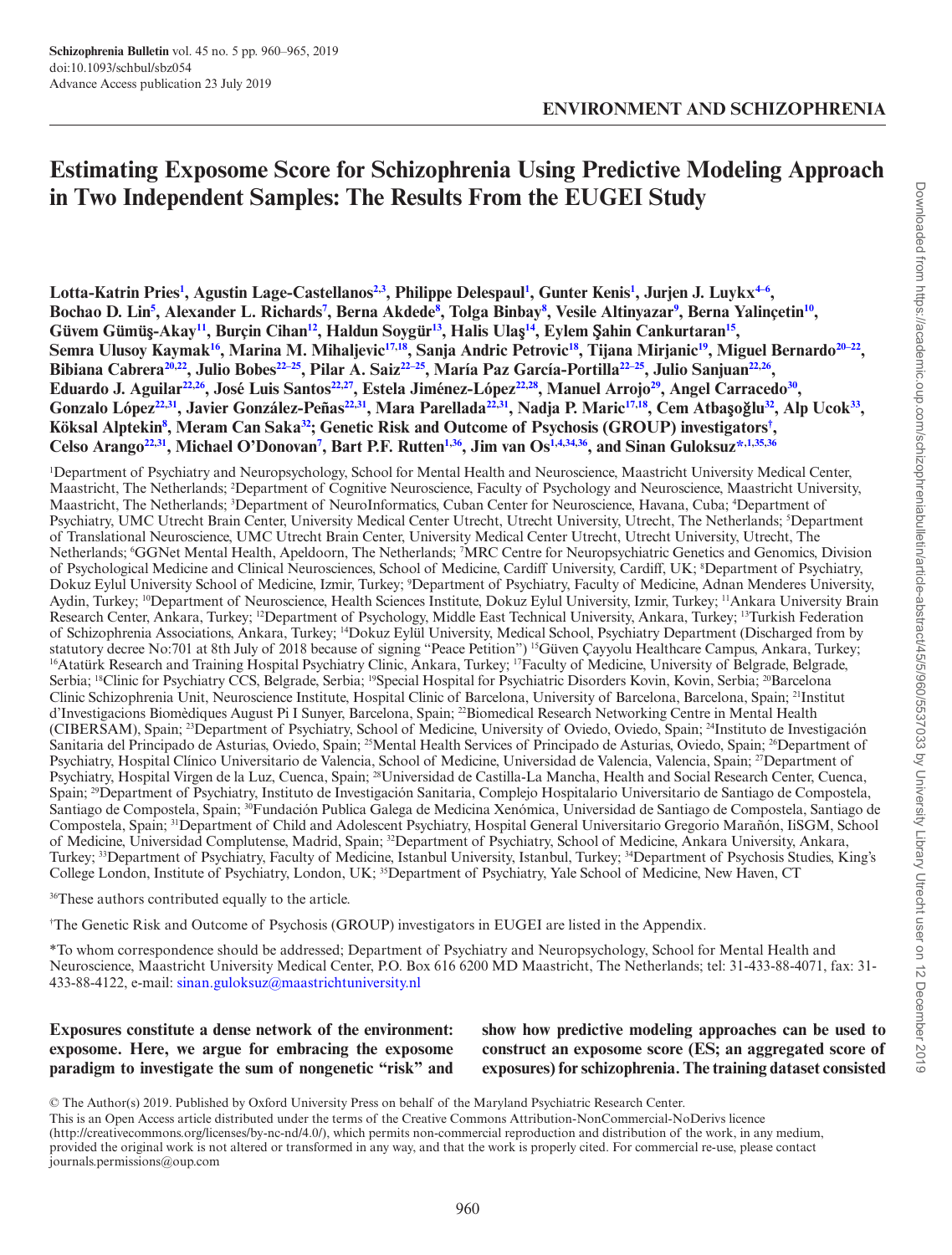ENVIRONMENT AND SCHIZOPHRENIA

# Estimating Exposome Score for Schizophrenia Using Predictive Modeling Approach in Two Independent Samples: The Results From the EUGEI Study

**Lotta-Katrin Pries[1], Agustin Lage-Castellanos[2,3], Philippe Delespaul[1], Gunter Kenis[1], Jurjen J. Luykx[4–6], Bochao D. Lin[5], Alexander L. Richards[7], Berna Akdede[8], Tolga Binbay[8], Vesile Altinyazar[9], Berna Yalinçetin[10], Güvem Gümüş-Akay[11], Burçin Cihan[12], Haldun Soygür[13], Halis Ulaş[14], Eylem Şahin Cankurtaran[15], Semra Ulusoy Kaymak[16], Marina M. Mihaljevic[17,18], Sanja Andric Petrovic[18], Tijana Mirjanic[19], Miguel Bernardo[20–22], Bibiana Cabrera[20,22], Julio Bobes[22–25], Pilar A. Saiz[22–25], María Paz García-Portilla[22–25], Julio Sanjuan[22,26], Eduardo J. Aguilar[22,26], José Luis Santos[22,27], Estela Jiménez-López[22,28], Manuel Arrojo[29], Angel Carracedo[30], Gonzalo López[22,31], Javier González-Peñas[22,31], Mara Parellada[22,31], Nadja P. Maric[17,18], Cem Atbaşoğlu[32], Alp Ucok[33], Köksal Alptekin[8], Meram Can Saka[32]; Genetic Risk and Outcome of Psychosis (GROUP) investigators[†], Celso Arango[22,31], Michael O'Donovan[7], Bart P.F. Rutten[1,36], Jim van Os[1,4,34,36], and Sinan Guloksuz[*,1,35,36]**

[1]Department of Psychiatry and Neuropsychology, School for Mental Health and Neuroscience, Maastricht University Medical Center, Maastricht, The Netherlands; [2]Department of Cognitive Neuroscience, Faculty of Psychology and Neuroscience, Maastricht University, Maastricht, The Netherlands; [3]Department of NeuroInformatics, Cuban Center for Neuroscience, Havana, Cuba; [4]Department of Psychiatry, UMC Utrecht Brain Center, University Medical Center Utrecht, Utrecht University, Utrecht, The Netherlands; [5]Department of Translational Neuroscience, UMC Utrecht Brain Center, University Medical Center Utrecht, Utrecht University, Utrecht, The Netherlands; [6]GGNet Mental Health, Apeldoorn, The Netherlands; [7]MRC Centre for Neuropsychiatric Genetics and Genomics, Division of Psychological Medicine and Clinical Neurosciences, School of Medicine, Cardiff University, Cardiff, UK; [8]Department of Psychiatry, Dokuz Eylul University School of Medicine, Izmir, Turkey; [9]Department of Psychiatry, Faculty of Medicine, Adnan Menderes University, Aydin, Turkey; [10]Department of Neuroscience, Health Sciences Institute, Dokuz Eylul University, Izmir, Turkey; [11]Ankara University Brain Research Center, Ankara, Turkey; [12]Department of Psychology, Middle East Technical University, Ankara, Turkey; [13]Turkish Federation of Schizophrenia Associations, Ankara, Turkey; [14]Dokuz Eylül University, Medical School, Psychiatry Department (Discharged from by statutory decree No:701 at 8th July of 2018 because of signing "Peace Petition") [15]Güven Çayyolu Healthcare Campus, Ankara, Turkey; [16]Atatürk Research and Training Hospital Psychiatry Clinic, Ankara, Turkey; [17]Faculty of Medicine, University of Belgrade, Belgrade, Serbia; [18]Clinic for Psychiatry CCS, Belgrade, Serbia; [19]Special Hospital for Psychiatric Disorders Kovin, Kovin, Serbia; [20]Barcelona Clinic Schizophrenia Unit, Neuroscience Institute, Hospital Clinic of Barcelona, University of Barcelona, Barcelona, Spain; [21]Institut d'Investigacions Biomèdiques August Pi I Sunyer, Barcelona, Spain; [22]Biomedical Research Networking Centre in Mental Health (CIBERSAM), Spain; [23]Department of Psychiatry, School of Medicine, University of Oviedo, Oviedo, Spain; [24]Instituto de Investigación Sanitaria del Principado de Asturias, Oviedo, Spain; [25]Mental Health Services of Principado de Asturias, Oviedo, Spain; [26]Department of Psychiatry, Hospital Clínico Universitario de Valencia, School of Medicine, Universidad de Valencia, Valencia, Spain; [27]Department of Psychiatry, Hospital Virgen de la Luz, Cuenca, Spain; [28]Universidad de Castilla-La Mancha, Health and Social Research Center, Cuenca, Spain; [29]Department of Psychiatry, Instituto de Investigación Sanitaria, Complejo Hospitalario Universitario de Santiago de Compostela, Santiago de Compostela, Spain; [30]Fundación Publica Galega de Medicina Xenómica, Universidad de Santiago de Compostela, Santiago de Compostela, Spain; [31]Department of Child and Adolescent Psychiatry, Hospital General Universitario Gregorio Marañón, IiSGM, School of Medicine, Universidad Complutense, Madrid, Spain; [32]Department of Psychiatry, School of Medicine, Ankara University, Ankara, Turkey; [33]Department of Psychiatry, Faculty of Medicine, Istanbul University, Istanbul, Turkey; [34]Department of Psychosis Studies, King's College London, Institute of Psychiatry, London, UK; [35]Department of Psychiatry, Yale School of Medicine, New Haven, CT

[36]These authors contributed equally to the article.

[†]The Genetic Risk and Outcome of Psychosis (GROUP) investigators in EUGEI are listed in the Appendix.

*To whom correspondence should be addressed; Department of Psychiatry and Neuropsychology, School for Mental Health and Neuroscience, Maastricht University Medical Center, P.O. Box 616 6200 MD Maastricht, The Netherlands; tel: 31-433-88-4071, fax: 31-433-88-4122, e-mail: sinan.guloksuz@maastrichtuniversity.nl

**Exposures constitute a dense network of the environment: exposome. Here, we argue for embracing the exposome paradigm to investigate the sum of nongenetic "risk" and show how predictive modeling approaches can be used to construct an exposome score (ES; an aggregated score of exposures) for schizophrenia. The training dataset consisted**

© The Author(s) 2019. Published by Oxford University Press on behalf of the Maryland Psychiatric Research Center.
This is an Open Access article distributed under the terms of the Creative Commons Attribution-NonCommercial-NoDerivs licence (http://creativecommons.org/licenses/by-nc-nd/4.0/), which permits non-commercial reproduction and distribution of the work, in any medium, provided the original work is not altered or transformed in any way, and that the work is properly cited. For commercial re-use, please contact journals.permissions@oup.com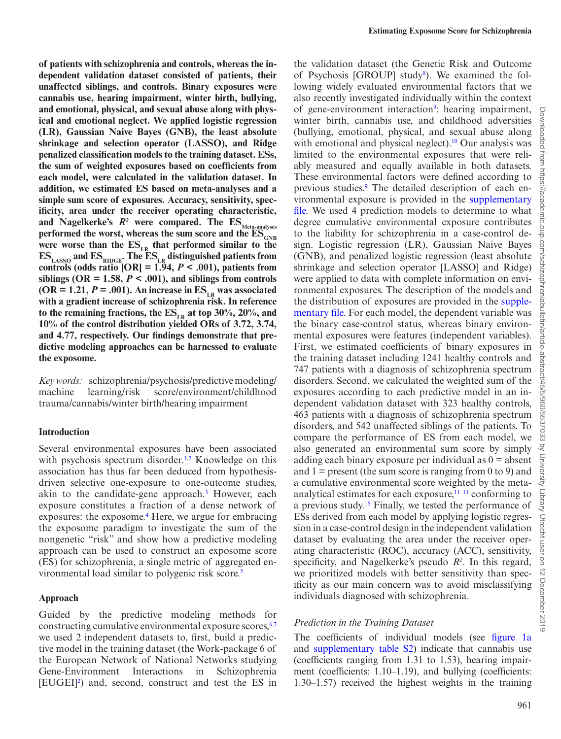**of patients with schizophrenia and controls, whereas the independent validation dataset consisted of patients, their unaffected siblings, and controls. Binary exposures were cannabis use, hearing impairment, winter birth, bullying, and emotional, physical, and sexual abuse along with physical and emotional neglect. We applied logistic regression (LR), Gaussian Naive Bayes (GNB), the least absolute shrinkage and selection operator (LASSO), and Ridge penalized classification models to the training dataset. ESs, the sum of weighted exposures based on coefficients from each model, were calculated in the validation dataset. In addition, we estimated ES based on meta-analyses and a simple sum score of exposures. Accuracy, sensitivity, specificity, area under the receiver operating characteristic, and Nagelkerke's $R^2$ were compared. The $ES_{Meta\text{-}analyses}$ performed the worst, whereas the sum score and the $ES_{GNB}$ were worse than the $ES_{LR}$ that performed similar to the $ES_{LASSO}$ and $ES_{RIDGE}$. The $ES_{LR}$ distinguished patients from controls (odds ratio [OR] = 1.94, $P < .001$), patients from siblings (OR = 1.58, $P < .001$), and siblings from controls (OR = 1.21, $P = .001$). An increase in $ES_{LR}$ was associated with a gradient increase of schizophrenia risk. In reference to the remaining fractions, the $ES_{LR}$ at top 30%, 20%, and 10% of the control distribution yielded ORs of 3.72, 3.74, and 4.77, respectively. Our findings demonstrate that predictive modeling approaches can be harnessed to evaluate the exposome.**

*Key words:* schizophrenia/psychosis/predictive modeling/machine learning/risk score/environment/childhood trauma/cannabis/winter birth/hearing impairment

## Introduction

Several environmental exposures have been associated with psychosis spectrum disorder.[1,2] Knowledge on this association has thus far been deduced from hypothesis-driven selective one-exposure to one-outcome studies, akin to the candidate-gene approach.[3] However, each exposure constitutes a fraction of a dense network of exposures: the exposome.[4] Here, we argue for embracing the exposome paradigm to investigate the sum of the nongenetic "risk" and show how a predictive modeling approach can be used to construct an exposome score (ES) for schizophrenia, a single metric of aggregated environmental load similar to polygenic risk score.[5]

## Approach

Guided by the predictive modeling methods for constructing cumulative environmental exposure scores,[6,7] we used 2 independent datasets to, first, build a predictive model in the training dataset (the Work-package 6 of the European Network of National Networks studying Gene-Environment Interactions in Schizophrenia [EUGEI][2]) and, second, construct and test the ES in the validation dataset (the Genetic Risk and Outcome of Psychosis [GROUP] study[8]). We examined the following widely evaluated environmental factors that we also recently investigated individually within the context of gene-environment interaction[9]: hearing impairment, winter birth, cannabis use, and childhood adversities (bullying, emotional, physical, and sexual abuse along with emotional and physical neglect).[10] Our analysis was limited to the environmental exposures that were reliably measured and equally available in both datasets. These environmental factors were defined according to previous studies.[9] The detailed description of each environmental exposure is provided in the supplementary file. We used 4 prediction models to determine to what degree cumulative environmental exposure contributes to the liability for schizophrenia in a case-control design. Logistic regression (LR), Gaussian Naive Bayes (GNB), and penalized logistic regression (least absolute shrinkage and selection operator [LASSO] and Ridge) were applied to data with complete information on environmental exposures. The description of the models and the distribution of exposures are provided in the supplementary file. For each model, the dependent variable was the binary case-control status, whereas binary environmental exposures were features (independent variables). First, we estimated coefficients of binary exposures in the training dataset including 1241 healthy controls and 747 patients with a diagnosis of schizophrenia spectrum disorders. Second, we calculated the weighted sum of the exposures according to each predictive model in an independent validation dataset with 323 healthy controls, 463 patients with a diagnosis of schizophrenia spectrum disorders, and 542 unaffected siblings of the patients. To compare the performance of ES from each model, we also generated an environmental sum score by simply adding each binary exposure per individual as 0 = absent and 1 = present (the sum score is ranging from 0 to 9) and a cumulative environmental score weighted by the meta-analytical estimates for each exposure,[11–14] conforming to a previous study.[15] Finally, we tested the performance of ESs derived from each model by applying logistic regression in a case-control design in the independent validation dataset by evaluating the area under the receiver operating characteristic (ROC), accuracy (ACC), sensitivity, specificity, and Nagelkerke's pseudo $R^2$. In this regard, we prioritized models with better sensitivity than specificity as our main concern was to avoid misclassifying individuals diagnosed with schizophrenia.

### Prediction in the Training Dataset

The coefficients of individual models (see figure 1a and supplementary table S2) indicate that cannabis use (coefficients ranging from 1.31 to 1.53), hearing impairment (coefficients: 1.10–1.19), and bullying (coefficients: 1.30–1.57) received the highest weights in the training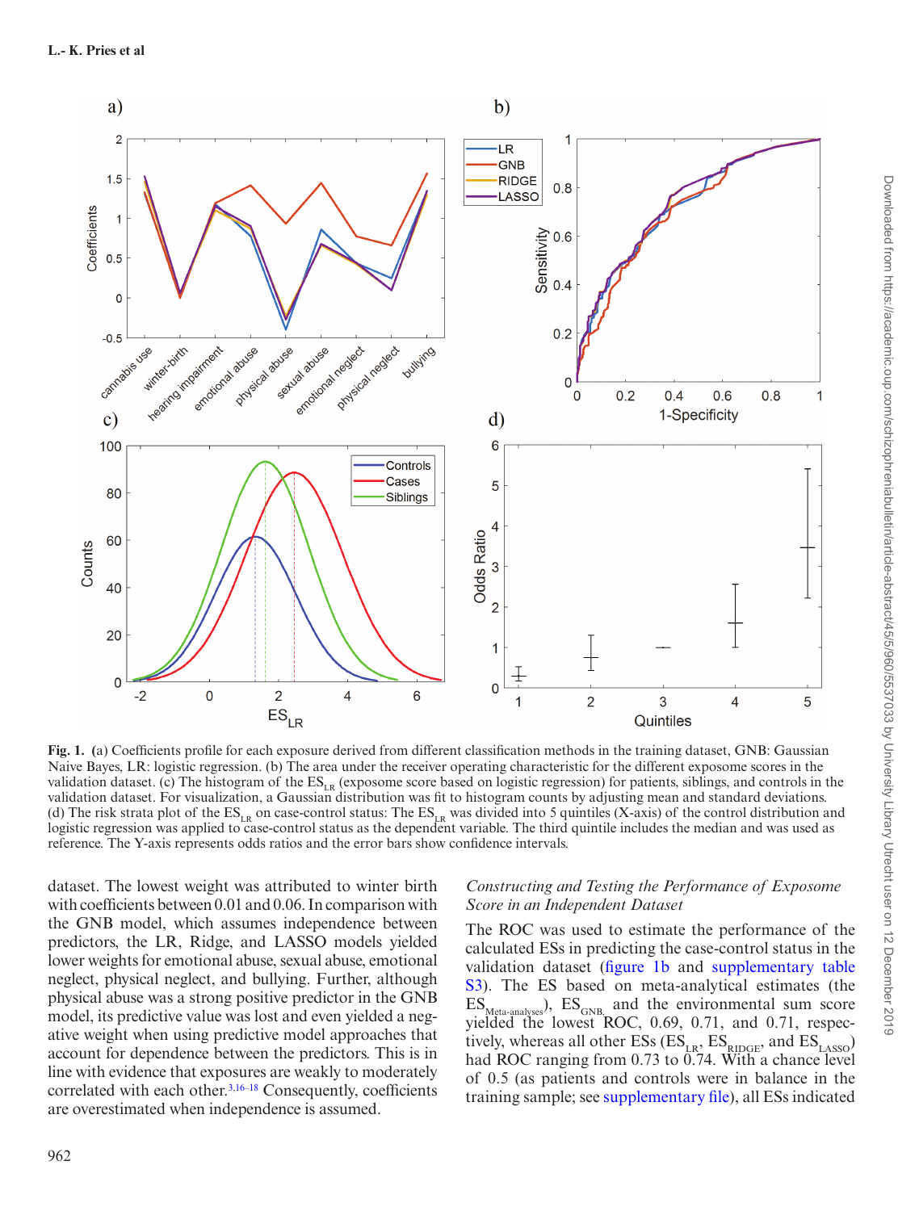Fig. 1. (a) Coefficients profile for each exposure derived from different classification methods in the training dataset, GNB: Gaussian Naive Bayes, LR: logistic regression. (b) The area under the receiver operating characteristic for the different exposome scores in the validation dataset. (c) The histogram of the $ES_{LR}$ (exposome score based on logistic regression) for patients, siblings, and controls in the validation dataset. For visualization, a Gaussian distribution was fit to histogram counts by adjusting mean and standard deviations. (d) The risk strata plot of the $ES_{LR}$ on case-control status: The $ES_{LR}$ was divided into 5 quintiles (X-axis) of the control distribution and logistic regression was applied to case-control status as the dependent variable. The third quintile includes the median and was used as reference. The Y-axis represents odds ratios and the error bars show confidence intervals.

dataset. The lowest weight was attributed to winter birth with coefficients between 0.01 and 0.06. In comparison with the GNB model, which assumes independence between predictors, the LR, Ridge, and LASSO models yielded lower weights for emotional abuse, sexual abuse, emotional neglect, physical neglect, and bullying. Further, although physical abuse was a strong positive predictor in the GNB model, its predictive value was lost and even yielded a negative weight when using predictive model approaches that account for dependence between the predictors. This is in line with evidence that exposures are weakly to moderately correlated with each other.[3,16–18] Consequently, coefficients are overestimated when independence is assumed.

### *Constructing and Testing the Performance of Exposome Score in an Independent Dataset*

The ROC was used to estimate the performance of the calculated ESs in predicting the case-control status in the validation dataset (figure 1b and supplementary table S3). The ES based on meta-analytical estimates (the $ES_{Meta\text{-}analyses}$), $ES_{GNB}$, and the environmental sum score yielded the lowest ROC, 0.69, 0.71, and 0.71, respectively, whereas all other ESs ($ES_{LR}$, $ES_{RIDGE}$, and $ES_{LASSO}$) had ROC ranging from 0.73 to 0.74. With a chance level of 0.5 (as patients and controls were in balance in the training sample; see supplementary file), all ESs indicated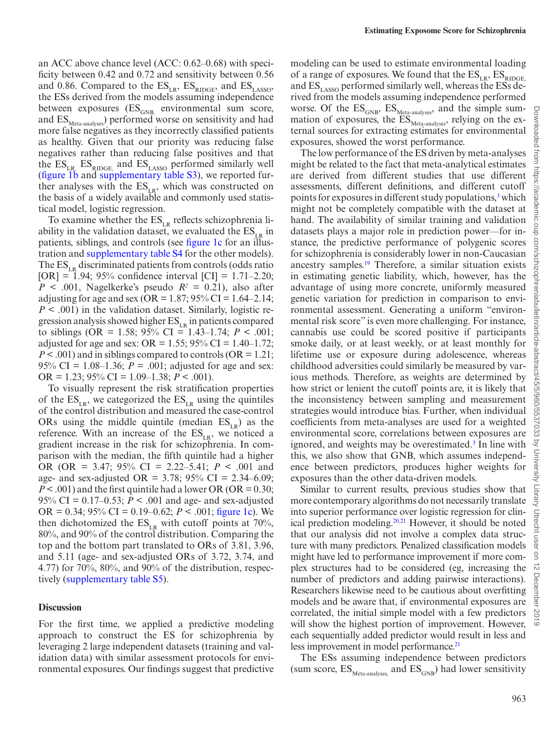an ACC above chance level (ACC: 0.62–0.68) with specificity between 0.42 and 0.72 and sensitivity between 0.56 and 0.86. Compared to the $ES_{LR}$, $ES_{RIDGE}$, and $ES_{LASSO}$, the ESs derived from the models assuming independence between exposures ($ES_{GNB}$, environmental sum score, and $ES_{Meta-analyses}$) performed worse on sensitivity and had more false negatives as they incorrectly classified patients as healthy. Given that our priority was reducing false negatives rather than reducing false positives and that the $ES_{LR}$, $ES_{RIDGE}$, and $ES_{LASSO}$ performed similarly well (figure 1b and supplementary table S3), we reported further analyses with the $ES_{LR}$, which was constructed on the basis of a widely available and commonly used statistical model, logistic regression.

To examine whether the $ES_{LR}$ reflects schizophrenia liability in the validation dataset, we evaluated the $ES_{LR}$ in patients, siblings, and controls (see figure 1c for an illustration and supplementary table S4 for the other models). The $ES_{LR}$ discriminated patients from controls (odds ratio [OR] = 1.94; 95% confidence interval [CI] = 1.71–2.20; $P < .001$, Nagelkerke's pseudo $R^2 = 0.21$), also after adjusting for age and sex (OR = 1.87; 95% CI = 1.64–2.14; $P < .001$) in the validation dataset. Similarly, logistic regression analysis showed higher $ES_{LR}$ in patients compared to siblings (OR = 1.58; 95% CI = 1.43–1.74; $P < .001$; adjusted for age and sex: OR = 1.55; 95% CI = 1.40–1.72; $P < .001$) and in siblings compared to controls (OR = 1.21; 95% CI = 1.08–1.36; $P = .001$; adjusted for age and sex: OR = 1.23; 95% CI = 1.09–1.38; $P < .001$).

To visually represent the risk stratification properties of the $ES_{LR}$, we categorized the $ES_{LR}$ using the quintiles of the control distribution and measured the case-control ORs using the middle quintile (median $ES_{LR}$) as the reference. With an increase of the $ES_{LR}$, we noticed a gradient increase in the risk for schizophrenia. In comparison with the median, the fifth quintile had a higher OR (OR = 3.47; 95% CI = 2.22–5.41; $P < .001$ and age- and sex-adjusted OR = 3.78; 95% CI = 2.34–6.09; $P < .001$) and the first quintile had a lower OR (OR = 0.30; 95% CI = 0.17–0.53; $P < .001$ and age- and sex-adjusted OR = 0.34; 95% CI = 0.19–0.62; $P < .001$; figure 1c). We then dichotomized the $ES_{LR}$ with cutoff points at 70%, 80%, and 90% of the control distribution. Comparing the top and the bottom part translated to ORs of 3.81, 3.96, and 5.11 (age- and sex-adjusted ORs of 3.72, 3.74, and 4.77) for 70%, 80%, and 90% of the distribution, respectively (supplementary table S5).

## Discussion

For the first time, we applied a predictive modeling approach to construct the ES for schizophrenia by leveraging 2 large independent datasets (training and validation data) with similar assessment protocols for environmental exposures. Our findings suggest that predictive modeling can be used to estimate environmental loading of a range of exposures. We found that the $ES_{LR}$, $ES_{RIDGE}$, and $ES_{LASSO}$ performed similarly well, whereas the ESs derived from the models assuming independence performed worse. Of the $ES_{GNB}$, $ES_{Meta-analyses}$, and the simple summation of exposures, the $ES_{Meta-analyses}$, relying on the external sources for extracting estimates for environmental exposures, showed the worst performance.

The low performance of the ES driven by meta-analyses might be related to the fact that meta-analytical estimates are derived from different studies that use different assessments, different definitions, and different cutoff points for exposures in different study populations,[3] which might not be completely compatible with the dataset at hand. The availability of similar training and validation datasets plays a major role in prediction power—for instance, the predictive performance of polygenic scores for schizophrenia is considerably lower in non-Caucasian ancestry samples.[19] Therefore, a similar situation exists in estimating genetic liability, which, however, has the advantage of using more concrete, uniformly measured genetic variation for prediction in comparison to environmental assessment. Generating a uniform "environmental risk score" is even more challenging. For instance, cannabis use could be scored positive if participants smoke daily, or at least weekly, or at least monthly for lifetime use or exposure during adolescence, whereas childhood adversities could similarly be measured by various methods. Therefore, as weights are determined by how strict or lenient the cutoff points are, it is likely that the inconsistency between sampling and measurement strategies would introduce bias. Further, when individual coefficients from meta-analyses are used for a weighted environmental score, correlations between exposures are ignored, and weights may be overestimated.[3] In line with this, we also show that GNB, which assumes independence between predictors, produces higher weights for exposures than the other data-driven models.

Similar to current results, previous studies show that more contemporary algorithms do not necessarily translate into superior performance over logistic regression for clinical prediction modeling.[20,21] However, it should be noted that our analysis did not involve a complex data structure with many predictors. Penalized classification models might have led to performance improvement if more complex structures had to be considered (eg, increasing the number of predictors and adding pairwise interactions). Researchers likewise need to be cautious about overfitting models and be aware that, if environmental exposures are correlated, the initial simple model with a few predictors will show the highest portion of improvement. However, each sequentially added predictor would result in less and less improvement in model performance.[21]

The ESs assuming independence between predictors (sum score, $ES_{Meta-analyses}$, and $ES_{GNB}$) had lower sensitivity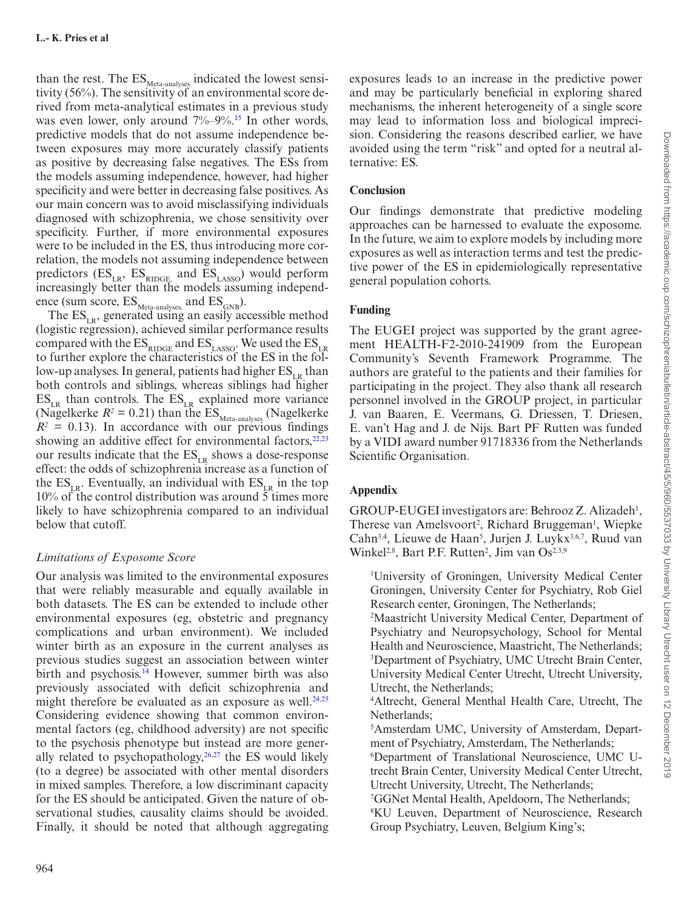than the rest. The $ES_{Meta\text{-}analyses}$ indicated the lowest sensitivity (56%). The sensitivity of an environmental score derived from meta-analytical estimates in a previous study was even lower, only around 7%–9%.[15] In other words, predictive models that do not assume independence between exposures may more accurately classify patients as positive by decreasing false negatives. The ESs from the models assuming independence, however, had higher specificity and were better in decreasing false positives. As our main concern was to avoid misclassifying individuals diagnosed with schizophrenia, we chose sensitivity over specificity. Further, if more environmental exposures were to be included in the ES, thus introducing more correlation, the models not assuming independence between predictors ($ES_{LR}$, $ES_{RIDGE}$, and $ES_{LASSO}$) would perform increasingly better than the models assuming independence (sum score, $ES_{Meta\text{-}analyses}$, and $ES_{GNB}$).

The $ES_{LR}$, generated using an easily accessible method (logistic regression), achieved similar performance results compared with the $ES_{RIDGE}$ and $ES_{LASSO}$. We used the $ES_{LR}$ to further explore the characteristics of the ES in the follow-up analyses. In general, patients had higher $ES_{LR}$ than both controls and siblings, whereas siblings had higher $ES_{LR}$ than controls. The $ES_{LR}$ explained more variance (Nagelkerke $R^2 = 0.21$) than the $ES_{Meta\text{-}analyses}$ (Nagelkerke $R^2 = 0.13$). In accordance with our previous findings showing an additive effect for environmental factors,[22,23] our results indicate that the $ES_{LR}$ shows a dose-response effect: the odds of schizophrenia increase as a function of the $ES_{LR}$. Eventually, an individual with $ES_{LR}$ in the top 10% of the control distribution was around 5 times more likely to have schizophrenia compared to an individual below that cutoff.

### *Limitations of Exposome Score*

Our analysis was limited to the environmental exposures that were reliably measurable and equally available in both datasets. The ES can be extended to include other environmental exposures (eg, obstetric and pregnancy complications and urban environment). We included winter birth as an exposure in the current analyses as previous studies suggest an association between winter birth and psychosis.[14] However, summer birth was also previously associated with deficit schizophrenia and might therefore be evaluated as an exposure as well.[24,25] Considering evidence showing that common environmental factors (eg, childhood adversity) are not specific to the psychosis phenotype but instead are more generally related to psychopathology,[26,27] the ES would likely (to a degree) be associated with other mental disorders in mixed samples. Therefore, a low discriminant capacity for the ES should be anticipated. Given the nature of observational studies, causality claims should be avoided. Finally, it should be noted that although aggregating exposures leads to an increase in the predictive power and may be particularly beneficial in exploring shared mechanisms, the inherent heterogeneity of a single score may lead to information loss and biological imprecision. Considering the reasons described earlier, we have avoided using the term "risk" and opted for a neutral alternative: ES.

## Conclusion

Our findings demonstrate that predictive modeling approaches can be harnessed to evaluate the exposome. In the future, we aim to explore models by including more exposures as well as interaction terms and test the predictive power of the ES in epidemiologically representative general population cohorts.

## Funding

The EUGEI project was supported by the grant agreement HEALTH-F2-2010-241909 from the European Community's Seventh Framework Programme. The authors are grateful to the patients and their families for participating in the project. They also thank all research personnel involved in the GROUP project, in particular J. van Baaren, E. Veermans, G. Driessen, T. Driesen, E. van't Hag and J. de Nijs. Bart PF Rutten was funded by a VIDI award number 91718336 from the Netherlands Scientific Organisation.

## Appendix

GROUP-EUGEI investigators are: Behrooz Z. Alizadeh[1], Therese van Amelsvoort[2], Richard Bruggeman[1], Wiepke Cahn[3,4], Lieuwe de Haan[5], Jurjen J. Luykx[3,6,7], Ruud van Winkel[2,8], Bart P.F. Rutten[2], Jim van Os[2,3,9]

[1]University of Groningen, University Medical Center Groningen, University Center for Psychiatry, Rob Giel Research center, Groningen, The Netherlands;
[2]Maastricht University Medical Center, Department of Psychiatry and Neuropsychology, School for Mental Health and Neuroscience, Maastricht, The Netherlands;
[3]Department of Psychiatry, UMC Utrecht Brain Center, University Medical Center Utrecht, Utrecht University, Utrecht, the Netherlands;
[4]Altrecht, General Menthal Health Care, Utrecht, The Netherlands;
[5]Amsterdam UMC, University of Amsterdam, Department of Psychiatry, Amsterdam, The Netherlands;
[6]Department of Translational Neuroscience, UMC Utrecht Brain Center, University Medical Center Utrecht, Utrecht University, Utrecht, The Netherlands;
[7]GGNet Mental Health, Apeldoorn, The Netherlands;
[8]KU Leuven, Department of Neuroscience, Research Group Psychiatry, Leuven, Belgium King's;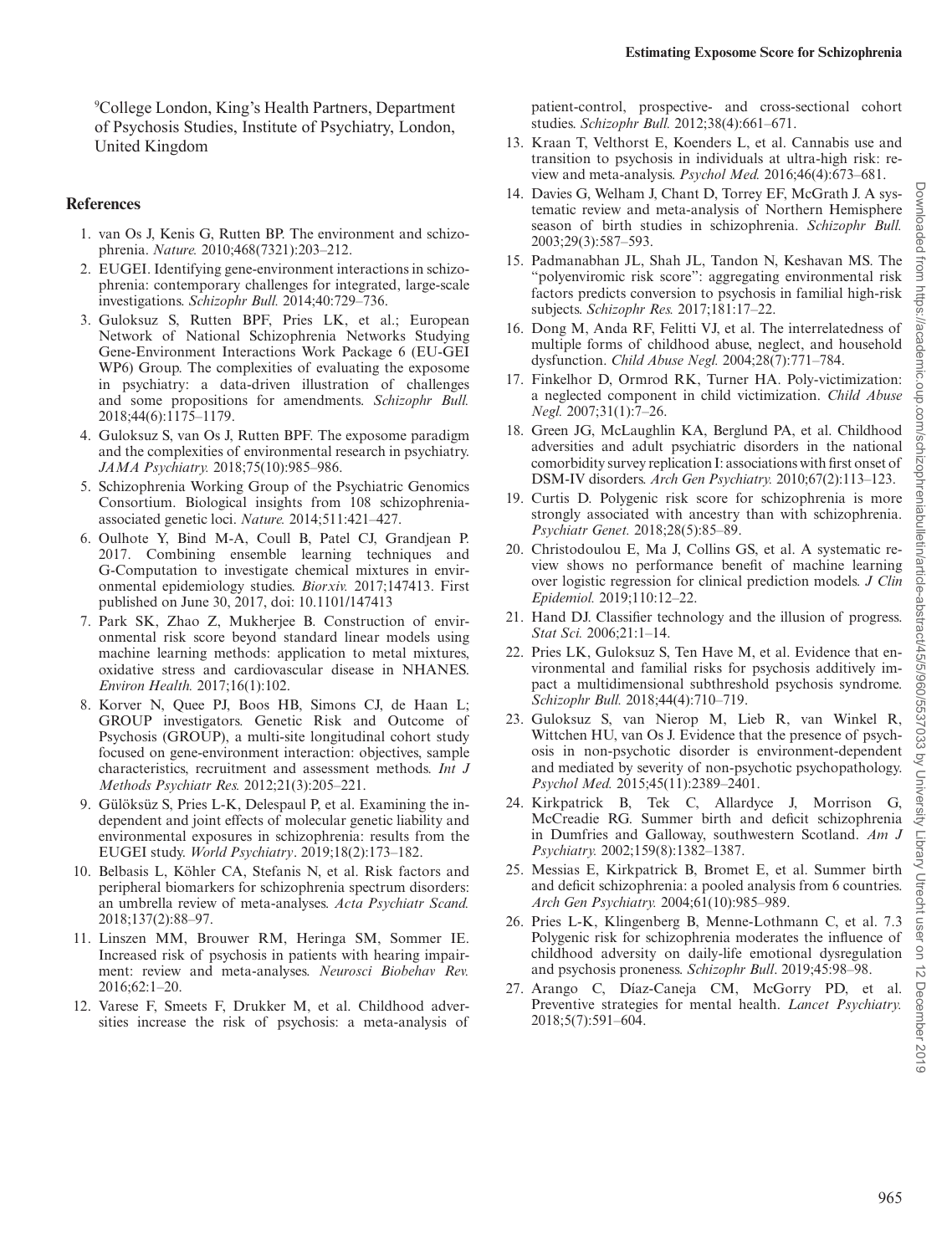[9]College London, King's Health Partners, Department of Psychosis Studies, Institute of Psychiatry, London, United Kingdom

## References

1. van Os J, Kenis G, Rutten BP. The environment and schizophrenia. *Nature.* 2010;468(7321):203–212.
2. EUGEI. Identifying gene-environment interactions in schizophrenia: contemporary challenges for integrated, large-scale investigations. *Schizophr Bull.* 2014;40:729–736.
3. Guloksuz S, Rutten BPF, Pries LK, et al.; European Network of National Schizophrenia Networks Studying Gene-Environment Interactions Work Package 6 (EU-GEI WP6) Group. The complexities of evaluating the exposome in psychiatry: a data-driven illustration of challenges and some propositions for amendments. *Schizophr Bull.* 2018;44(6):1175–1179.
4. Guloksuz S, van Os J, Rutten BPF. The exposome paradigm and the complexities of environmental research in psychiatry. *JAMA Psychiatry.* 2018;75(10):985–986.
5. Schizophrenia Working Group of the Psychiatric Genomics Consortium. Biological insights from 108 schizophrenia-associated genetic loci. *Nature.* 2014;511:421–427.
6. Oulhote Y, Bind M-A, Coull B, Patel CJ, Grandjean P. 2017. Combining ensemble learning techniques and G-Computation to investigate chemical mixtures in environmental epidemiology studies. *Biorxiv.* 2017;147413. First published on June 30, 2017, doi: 10.1101/147413
7. Park SK, Zhao Z, Mukherjee B. Construction of environmental risk score beyond standard linear models using machine learning methods: application to metal mixtures, oxidative stress and cardiovascular disease in NHANES. *Environ Health.* 2017;16(1):102.
8. Korver N, Quee PJ, Boos HB, Simons CJ, de Haan L; GROUP investigators. Genetic Risk and Outcome of Psychosis (GROUP), a multi-site longitudinal cohort study focused on gene-environment interaction: objectives, sample characteristics, recruitment and assessment methods. *Int J Methods Psychiatr Res.* 2012;21(3):205–221.
9. Gülöksüz S, Pries L-K, Delespaul P, et al. Examining the independent and joint effects of molecular genetic liability and environmental exposures in schizophrenia: results from the EUGEI study. *World Psychiatry*. 2019;18(2):173–182.
10. Belbasis L, Köhler CA, Stefanis N, et al. Risk factors and peripheral biomarkers for schizophrenia spectrum disorders: an umbrella review of meta-analyses. *Acta Psychiatr Scand.* 2018;137(2):88–97.
11. Linszen MM, Brouwer RM, Heringa SM, Sommer IE. Increased risk of psychosis in patients with hearing impairment: review and meta-analyses. *Neurosci Biobehav Rev.* 2016;62:1–20.
12. Varese F, Smeets F, Drukker M, et al. Childhood adversities increase the risk of psychosis: a meta-analysis of patient-control, prospective- and cross-sectional cohort studies. *Schizophr Bull.* 2012;38(4):661–671.
13. Kraan T, Velthorst E, Koenders L, et al. Cannabis use and transition to psychosis in individuals at ultra-high risk: review and meta-analysis. *Psychol Med.* 2016;46(4):673–681.
14. Davies G, Welham J, Chant D, Torrey EF, McGrath J. A systematic review and meta-analysis of Northern Hemisphere season of birth studies in schizophrenia. *Schizophr Bull.* 2003;29(3):587–593.
15. Padmanabhan JL, Shah JL, Tandon N, Keshavan MS. The "polyenviromic risk score": aggregating environmental risk factors predicts conversion to psychosis in familial high-risk subjects. *Schizophr Res.* 2017;181:17–22.
16. Dong M, Anda RF, Felitti VJ, et al. The interrelatedness of multiple forms of childhood abuse, neglect, and household dysfunction. *Child Abuse Negl.* 2004;28(7):771–784.
17. Finkelhor D, Ormrod RK, Turner HA. Poly-victimization: a neglected component in child victimization. *Child Abuse Negl.* 2007;31(1):7–26.
18. Green JG, McLaughlin KA, Berglund PA, et al. Childhood adversities and adult psychiatric disorders in the national comorbidity survey replication I: associations with first onset of DSM-IV disorders. *Arch Gen Psychiatry.* 2010;67(2):113–123.
19. Curtis D. Polygenic risk score for schizophrenia is more strongly associated with ancestry than with schizophrenia. *Psychiatr Genet.* 2018;28(5):85–89.
20. Christodoulou E, Ma J, Collins GS, et al. A systematic review shows no performance benefit of machine learning over logistic regression for clinical prediction models. *J Clin Epidemiol.* 2019;110:12–22.
21. Hand DJ. Classifier technology and the illusion of progress. *Stat Sci.* 2006;21:1–14.
22. Pries LK, Guloksuz S, Ten Have M, et al. Evidence that environmental and familial risks for psychosis additively impact a multidimensional subthreshold psychosis syndrome. *Schizophr Bull.* 2018;44(4):710–719.
23. Guloksuz S, van Nierop M, Lieb R, van Winkel R, Wittchen HU, van Os J. Evidence that the presence of psychosis in non-psychotic disorder is environment-dependent and mediated by severity of non-psychotic psychopathology. *Psychol Med.* 2015;45(11):2389–2401.
24. Kirkpatrick B, Tek C, Allardyce J, Morrison G, McCreadie RG. Summer birth and deficit schizophrenia in Dumfries and Galloway, southwestern Scotland. *Am J Psychiatry.* 2002;159(8):1382–1387.
25. Messias E, Kirkpatrick B, Bromet E, et al. Summer birth and deficit schizophrenia: a pooled analysis from 6 countries. *Arch Gen Psychiatry.* 2004;61(10):985–989.
26. Pries L-K, Klingenberg B, Menne-Lothmann C, et al. 7.3 Polygenic risk for schizophrenia moderates the influence of childhood adversity on daily-life emotional dysregulation and psychosis proneness. *Schizophr Bull*. 2019;45:98–98.
27. Arango C, Díaz-Caneja CM, McGorry PD, et al. Preventive strategies for mental health. *Lancet Psychiatry.* 2018;5(7):591–604.